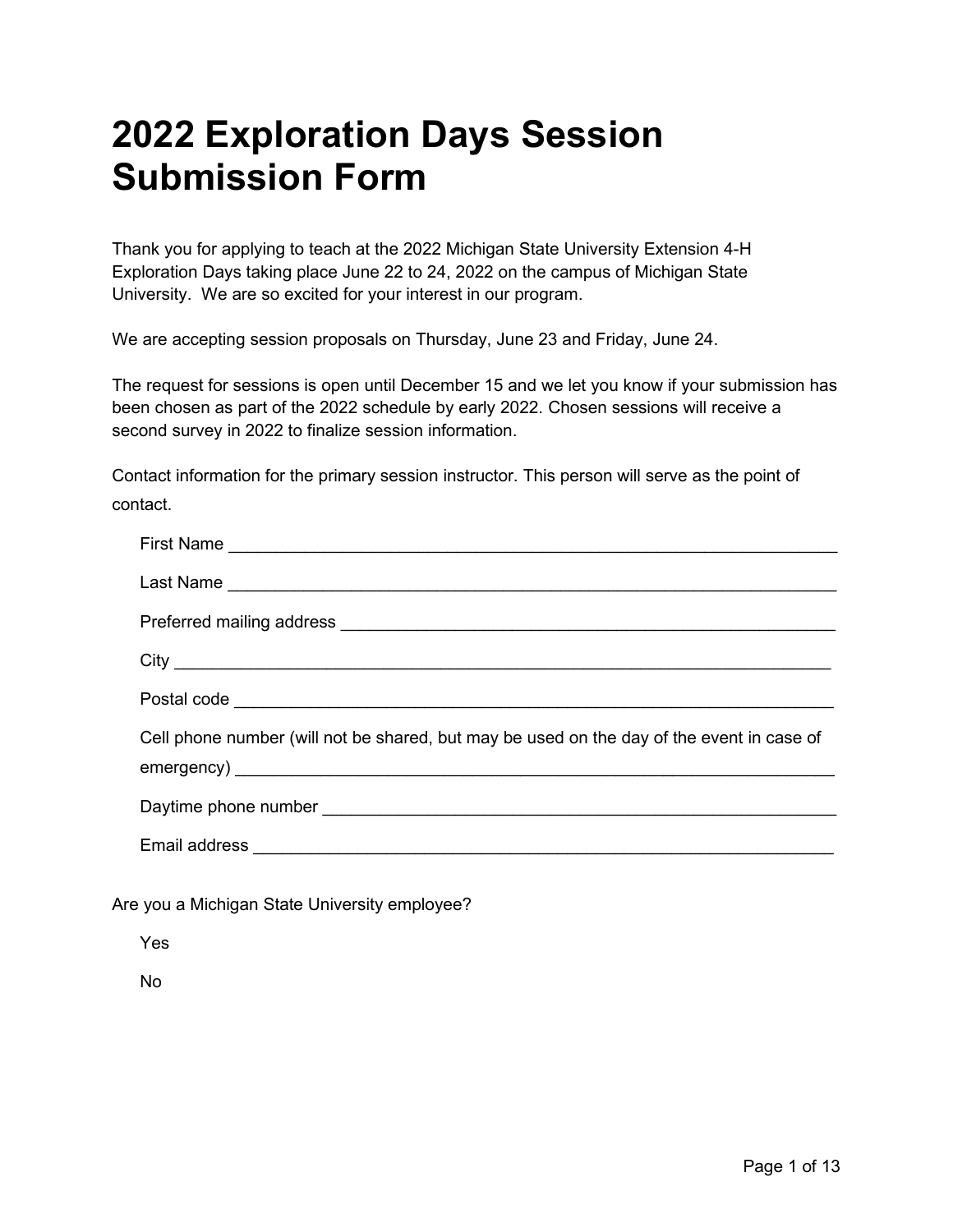# 2022 Exploration Days Session Submission Form

Thank you for applying to teach at the 2022 Michigan State University Extension 4-H Exploration Days taking place June 22 to 24, 2022 on the campus of Michigan State University. We are so excited for your interest in our program.

We are accepting session proposals on Thursday, June 23 and Friday, June 24.

The request for sessions is open until December 15 and we let you know if your submission has been chosen as part of the 2022 schedule by early 2022. Chosen sessions will receive a second survey in 2022 to finalize session information.

Contact information for the primary session instructor. This person will serve as the point of contact.

First Name ____________________________________________________________

Last Name ____________________________________________________________

Preferred mailing address ________________________________________________

City _________________________________________________________________

Postal code ____________________________________________________________

Cell phone number (will not be shared, but may be used on the day of the event in case of emergency) ________________________________________________________

Daytime phone number __________________________________________________

Email address _________________________________________________________

Are you a Michigan State University employee?

Yes

No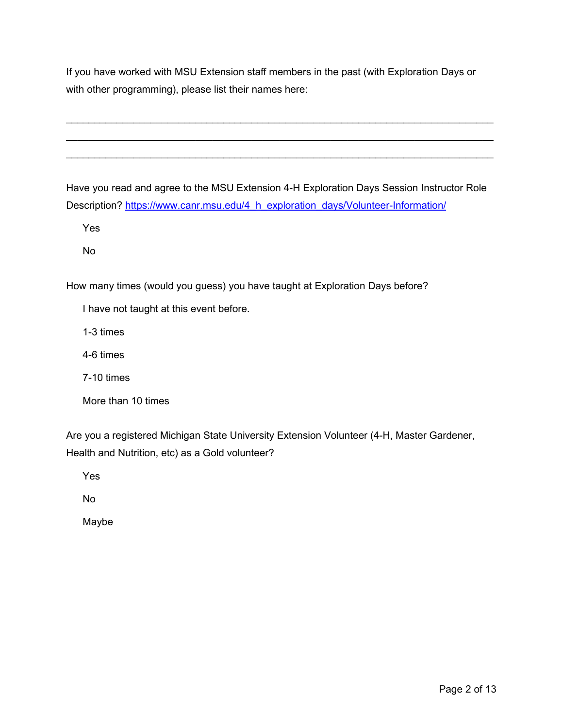If you have worked with MSU Extension staff members in the past (with Exploration Days or with other programming), please list their names here:

\_\_\_\_\_\_\_\_\_\_\_\_\_\_\_\_\_\_\_\_\_\_\_\_\_\_\_\_\_\_\_\_\_\_\_\_\_\_\_\_\_\_\_\_\_\_\_\_\_\_\_\_\_\_\_\_\_\_\_\_\_\_\_\_\_\_\_\_

\_\_\_\_\_\_\_\_\_\_\_\_\_\_\_\_\_\_\_\_\_\_\_\_\_\_\_\_\_\_\_\_\_\_\_\_\_\_\_\_\_\_\_\_\_\_\_\_\_\_\_\_\_\_\_\_\_\_\_\_\_\_\_\_\_\_\_\_

\_\_\_\_\_\_\_\_\_\_\_\_\_\_\_\_\_\_\_\_\_\_\_\_\_\_\_\_\_\_\_\_\_\_\_\_\_\_\_\_\_\_\_\_\_\_\_\_\_\_\_\_\_\_\_\_\_\_\_\_\_\_\_\_\_\_\_\_

Have you read and agree to the MSU Extension 4-H Exploration Days Session Instructor Role Description? https://www.canr.msu.edu/4_h_exploration_days/Volunteer-Information/

Yes

No

How many times (would you guess) you have taught at Exploration Days before?

I have not taught at this event before.

1-3 times

4-6 times

7-10 times

More than 10 times

Are you a registered Michigan State University Extension Volunteer (4-H, Master Gardener, Health and Nutrition, etc) as a Gold volunteer?

Yes

No

Maybe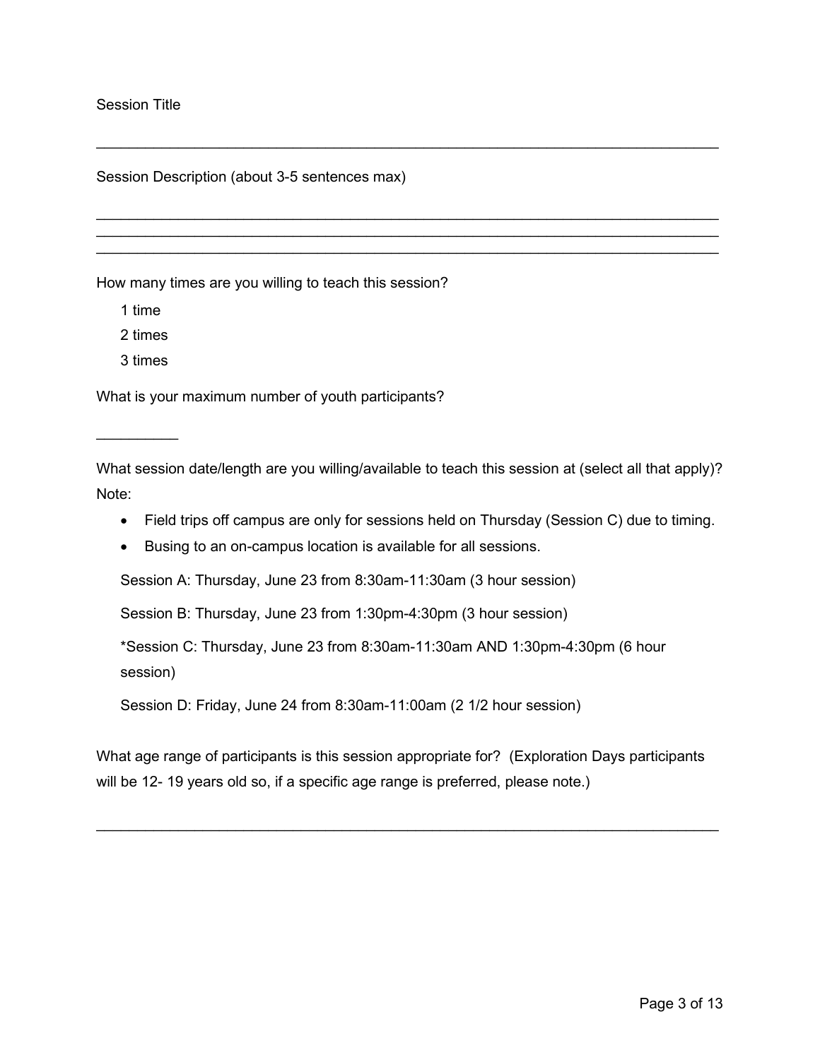Session Title

______________________________________________________________________

Session Description (about 3-5 sentences max)

______________________________________________________________________
______________________________________________________________________
______________________________________________________________________

How many times are you willing to teach this session?

1 time

2 times

3 times

What is your maximum number of youth participants?

__________

What session date/length are you willing/available to teach this session at (select all that apply)? Note:

- Field trips off campus are only for sessions held on Thursday (Session C) due to timing.
- Busing to an on-campus location is available for all sessions.

Session A: Thursday, June 23 from 8:30am-11:30am (3 hour session)

Session B: Thursday, June 23 from 1:30pm-4:30pm (3 hour session)

*Session C: Thursday, June 23 from 8:30am-11:30am AND 1:30pm-4:30pm (6 hour session)

Session D: Friday, June 24 from 8:30am-11:00am (2 1/2 hour session)

What age range of participants is this session appropriate for? (Exploration Days participants will be 12- 19 years old so, if a specific age range is preferred, please note.)

______________________________________________________________________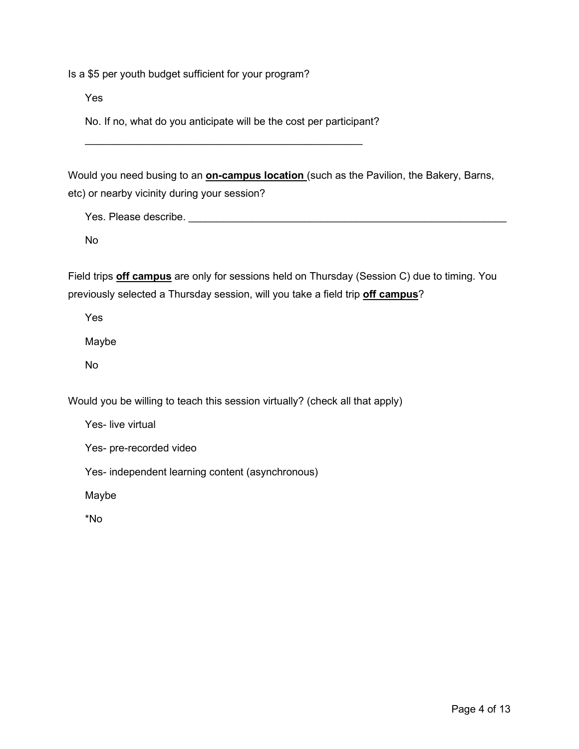Is a $5 per youth budget sufficient for your program?

Yes

No. If no, what do you anticipate will be the cost per participant?

_________________________________________________

Would you need busing to an **on-campus location** (such as the Pavilion, the Bakery, Barns, etc) or nearby vicinity during your session?

Yes. Please describe. ________________________________________________________

No

Field trips **off campus** are only for sessions held on Thursday (Session C) due to timing. You previously selected a Thursday session, will you take a field trip **off campus**?

Yes

Maybe

No

Would you be willing to teach this session virtually? (check all that apply)

Yes- live virtual

Yes- pre-recorded video

Yes- independent learning content (asynchronous)

Maybe

*No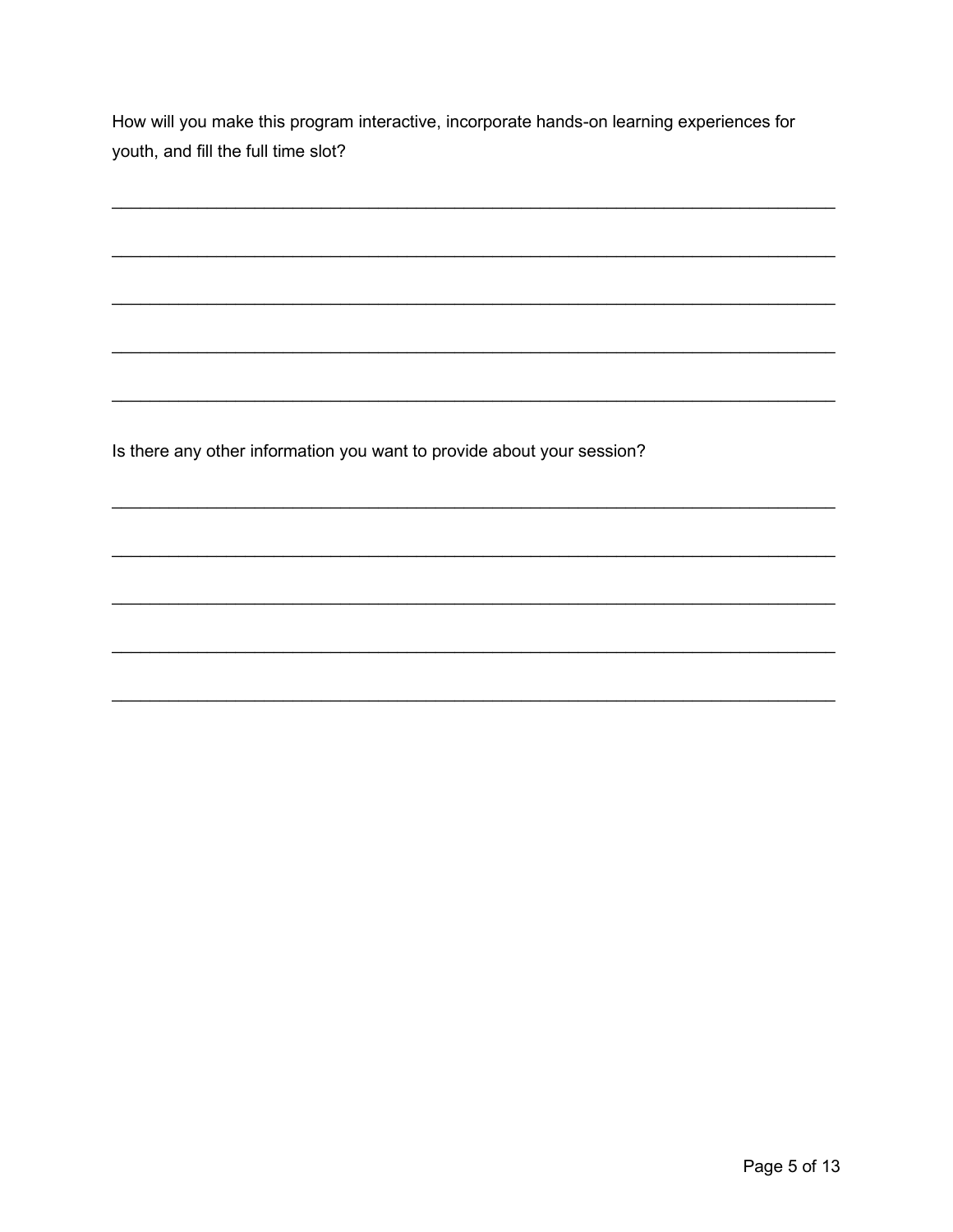How will you make this program interactive, incorporate hands-on learning experiences for youth, and fill the full time slot?

_____________________________________________________________________________

_____________________________________________________________________________

_____________________________________________________________________________

_____________________________________________________________________________

_____________________________________________________________________________

Is there any other information you want to provide about your session?

_____________________________________________________________________________

_____________________________________________________________________________

_____________________________________________________________________________

_____________________________________________________________________________

_____________________________________________________________________________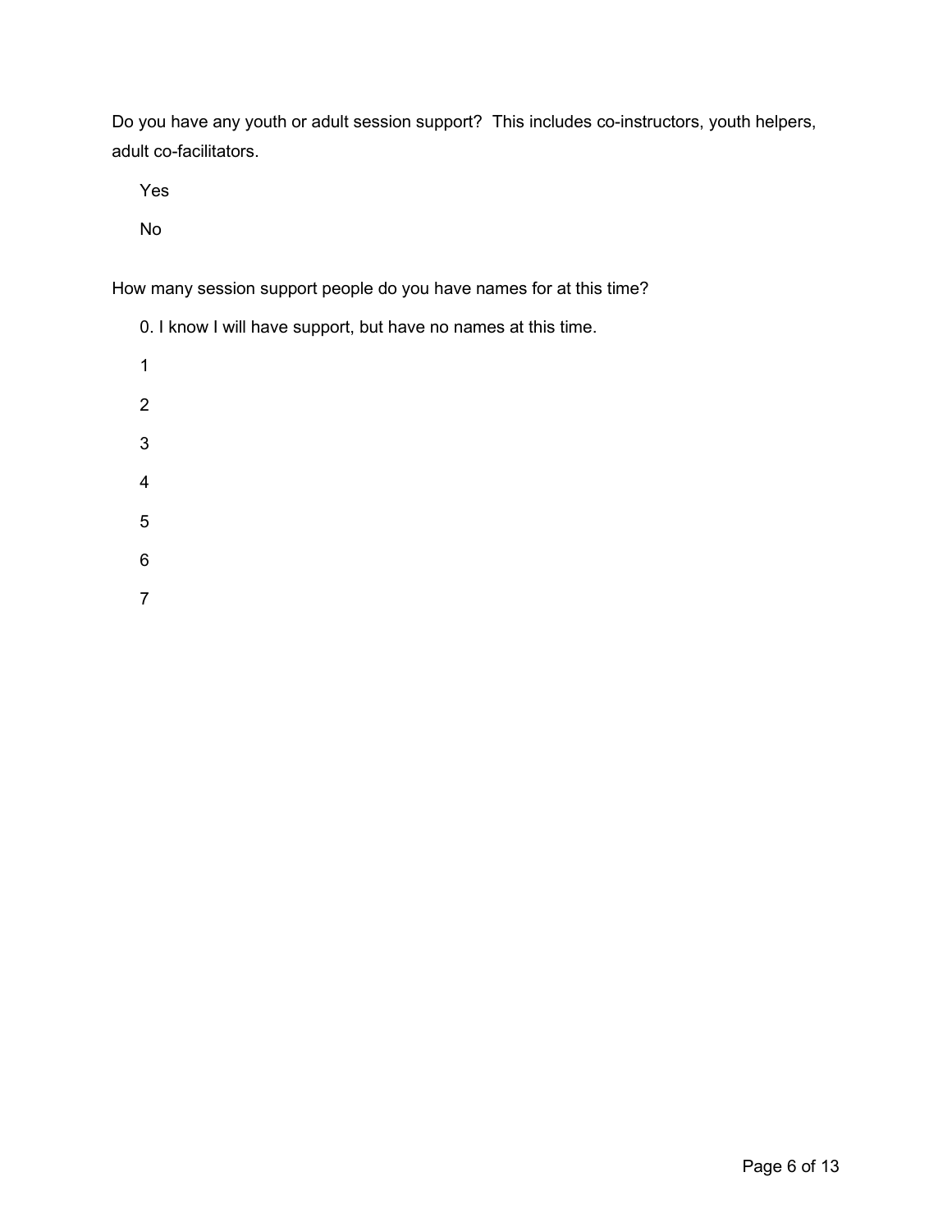Do you have any youth or adult session support? This includes co-instructors, youth helpers, adult co-facilitators.

Yes

No

How many session support people do you have names for at this time?

0. I know I will have support, but have no names at this time.

1

2

3

4

5

6

7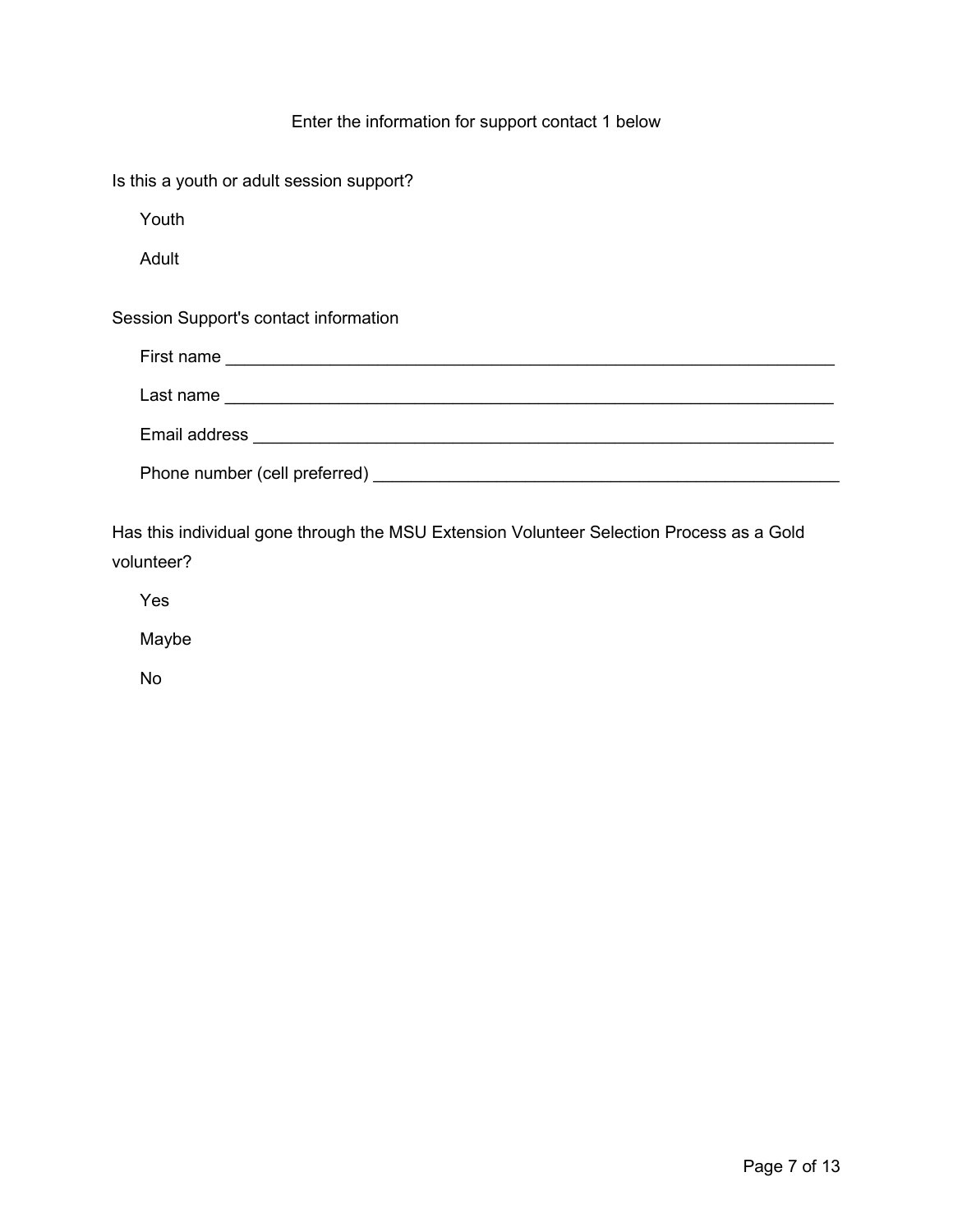Enter the information for support contact 1 below

Is this a youth or adult session support?

Youth

Adult

Session Support's contact information

First name ____________________________________________________________________

Last name ____________________________________________________________________

Email address _________________________________________________________________

Phone number (cell preferred) ___________________________________________________

Has this individual gone through the MSU Extension Volunteer Selection Process as a Gold volunteer?

Yes

Maybe

No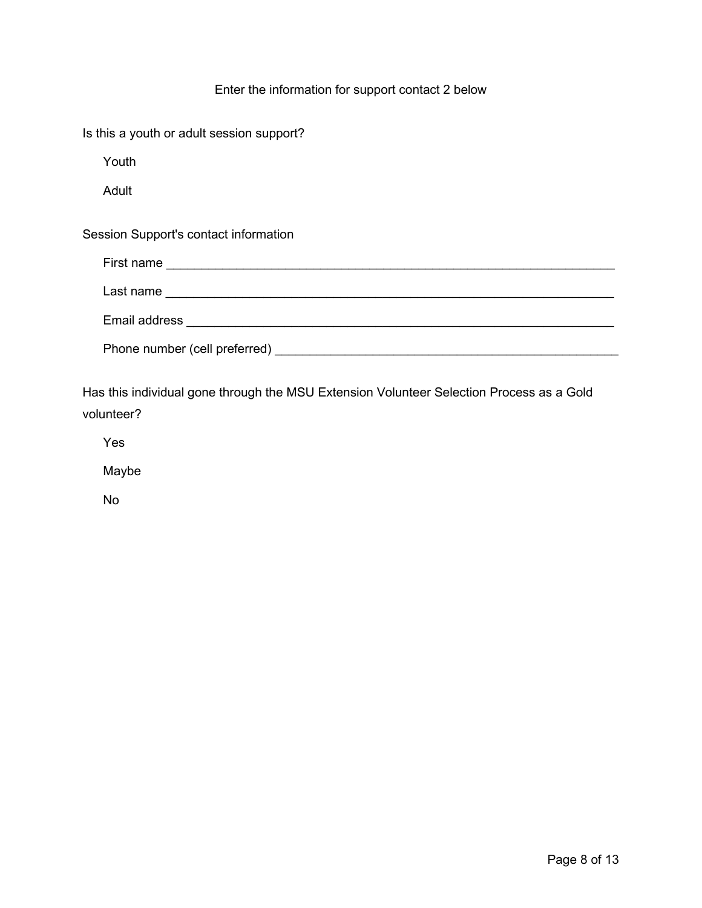Enter the information for support contact 2 below

Is this a youth or adult session support?

- Youth
- Adult

Session Support's contact information

First name ____________________________________________________________

Last name ____________________________________________________________

Email address __________________________________________________________

Phone number (cell preferred) ____________________________________________

Has this individual gone through the MSU Extension Volunteer Selection Process as a Gold volunteer?

- Yes
- Maybe
- No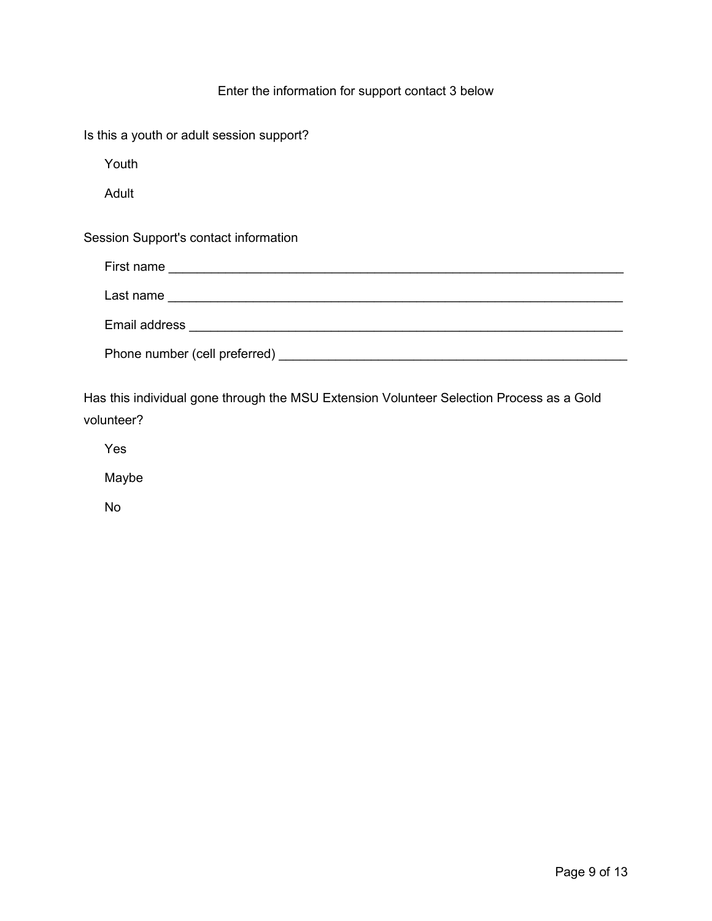Enter the information for support contact 3 below

Is this a youth or adult session support?

Youth

Adult

Session Support's contact information

First name ___________________________________________________________________

Last name ___________________________________________________________________

Email address ________________________________________________________________

Phone number (cell preferred) __________________________________________________

Has this individual gone through the MSU Extension Volunteer Selection Process as a Gold volunteer?

Yes

Maybe

No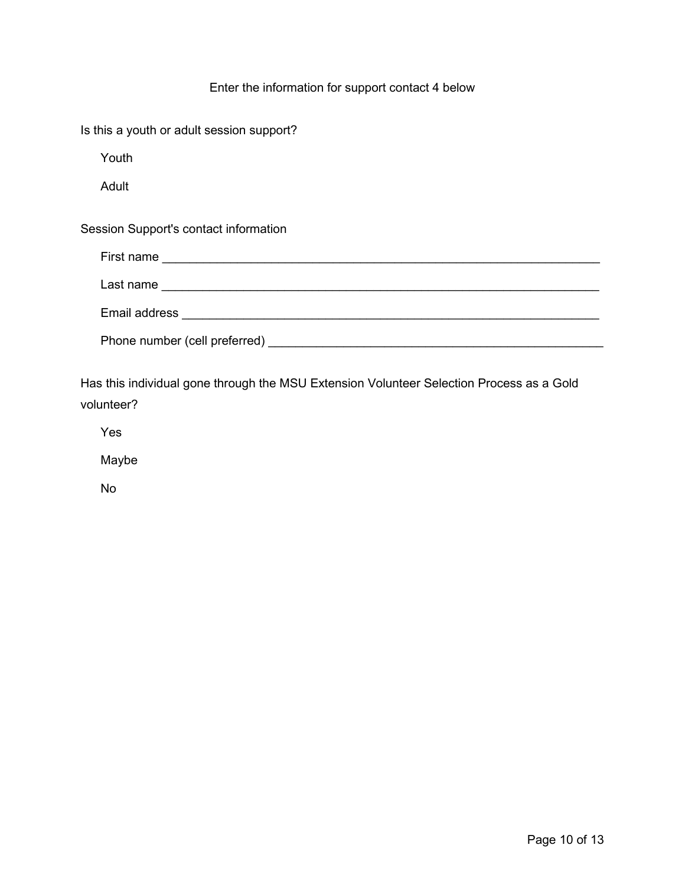Enter the information for support contact 4 below

Is this a youth or adult session support?

Youth

Adult

Session Support's contact information

First name ___________________________________________________________________

Last name ___________________________________________________________________

Email address ________________________________________________________________

Phone number (cell preferred) ___________________________________________________

Has this individual gone through the MSU Extension Volunteer Selection Process as a Gold volunteer?

Yes

Maybe

No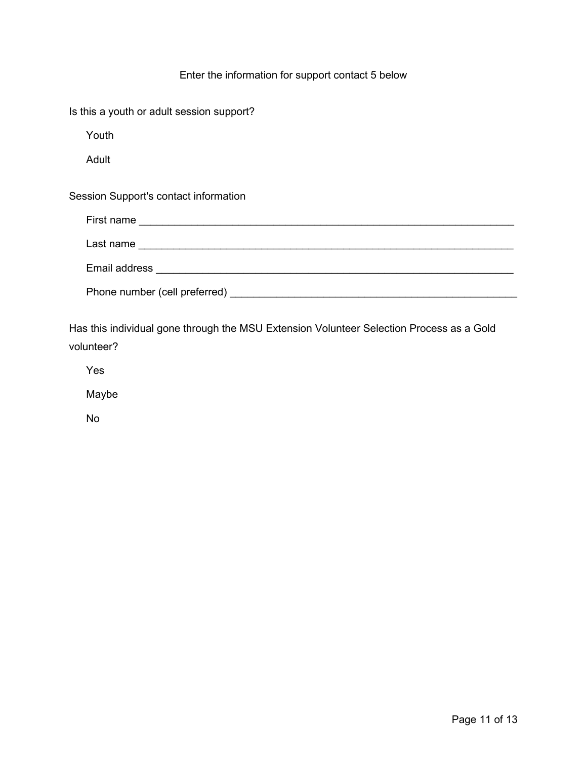Enter the information for support contact 5 below

Is this a youth or adult session support?

Youth

Adult

Session Support's contact information

First name ____________________________________________________________

Last name ____________________________________________________________

Email address __________________________________________________________

Phone number (cell preferred) _____________________________________________

Has this individual gone through the MSU Extension Volunteer Selection Process as a Gold volunteer?

Yes

Maybe

No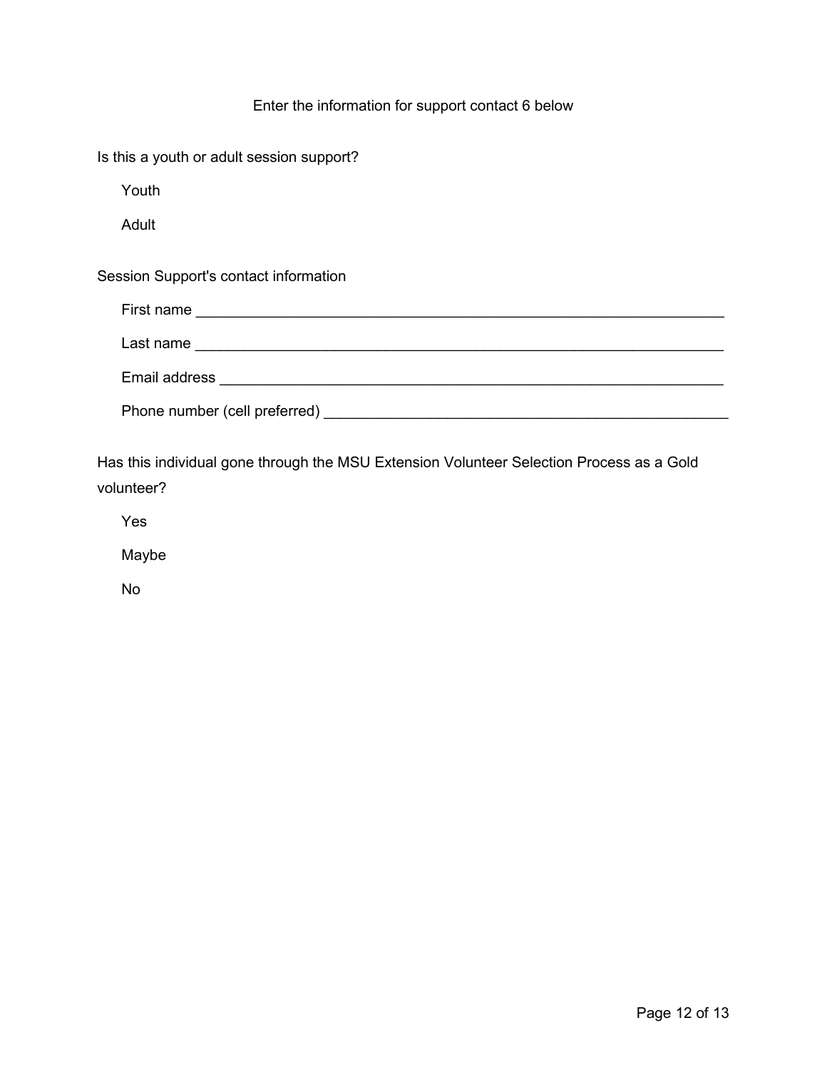Enter the information for support contact 6 below

Is this a youth or adult session support?

- Youth
- Adult

Session Support's contact information

First name ____________________________________________________________

Last name ____________________________________________________________

Email address __________________________________________________________

Phone number (cell preferred) ____________________________________________

Has this individual gone through the MSU Extension Volunteer Selection Process as a Gold volunteer?

- Yes
- Maybe
- No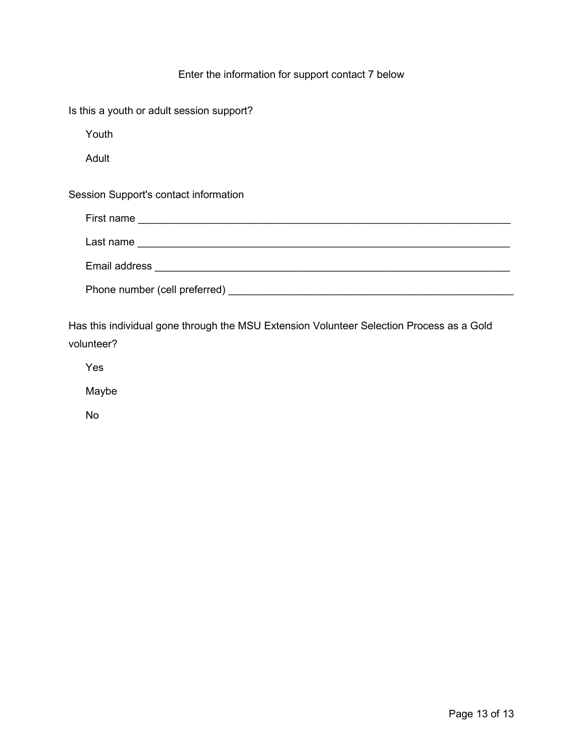Enter the information for support contact 7 below

Is this a youth or adult session support?

Youth

Adult

Session Support's contact information

First name ____________________________________________________________________

Last name ____________________________________________________________________

Email address _________________________________________________________________

Phone number (cell preferred) ___________________________________________________

Has this individual gone through the MSU Extension Volunteer Selection Process as a Gold volunteer?

Yes

Maybe

No